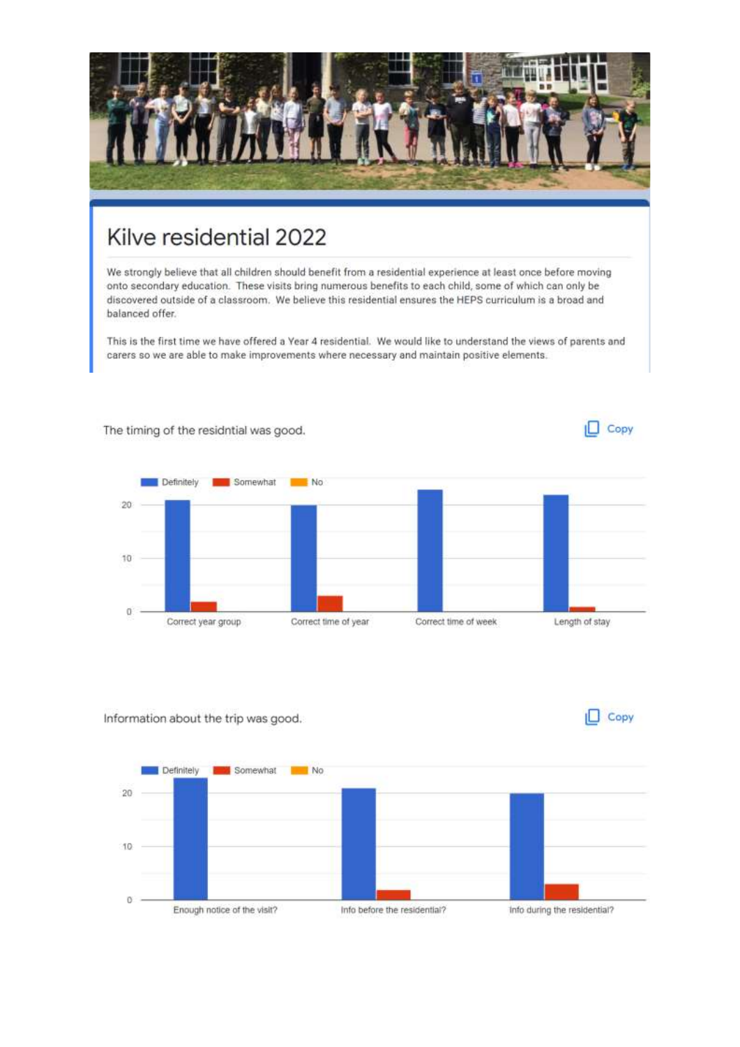# Kilve residential 2022

We strongly believe that all children should benefit from a residential experience at least once before moving onto secondary education. These visits bring numerous benefits to each child, some of which can only be discovered outside of a classroom. We believe this residential ensures the HEPS curriculum is a broad and balanced offer.

This is the first time we have offered a Year 4 residential. We would like to understand the views of parents and carers so we are able to make improvements where necessary and maintain positive elements.

The timing of the residntial was good.

| | Definitely | Somewhat | No |
|---|---|---|---|
| Correct year group | 21 | 2 | |
| Correct time of year | 20 | 3 | |
| Correct time of week | 23 | | |
| Length of stay | 22 | 1 | |

Information about the trip was good.

| | Definitely | Somewhat | No |
|---|---|---|---|
| Enough notice of the visit? | 23 | | |
| Info before the residential? | 21 | 2 | |
| Info during the residential? | 20 | 3 | |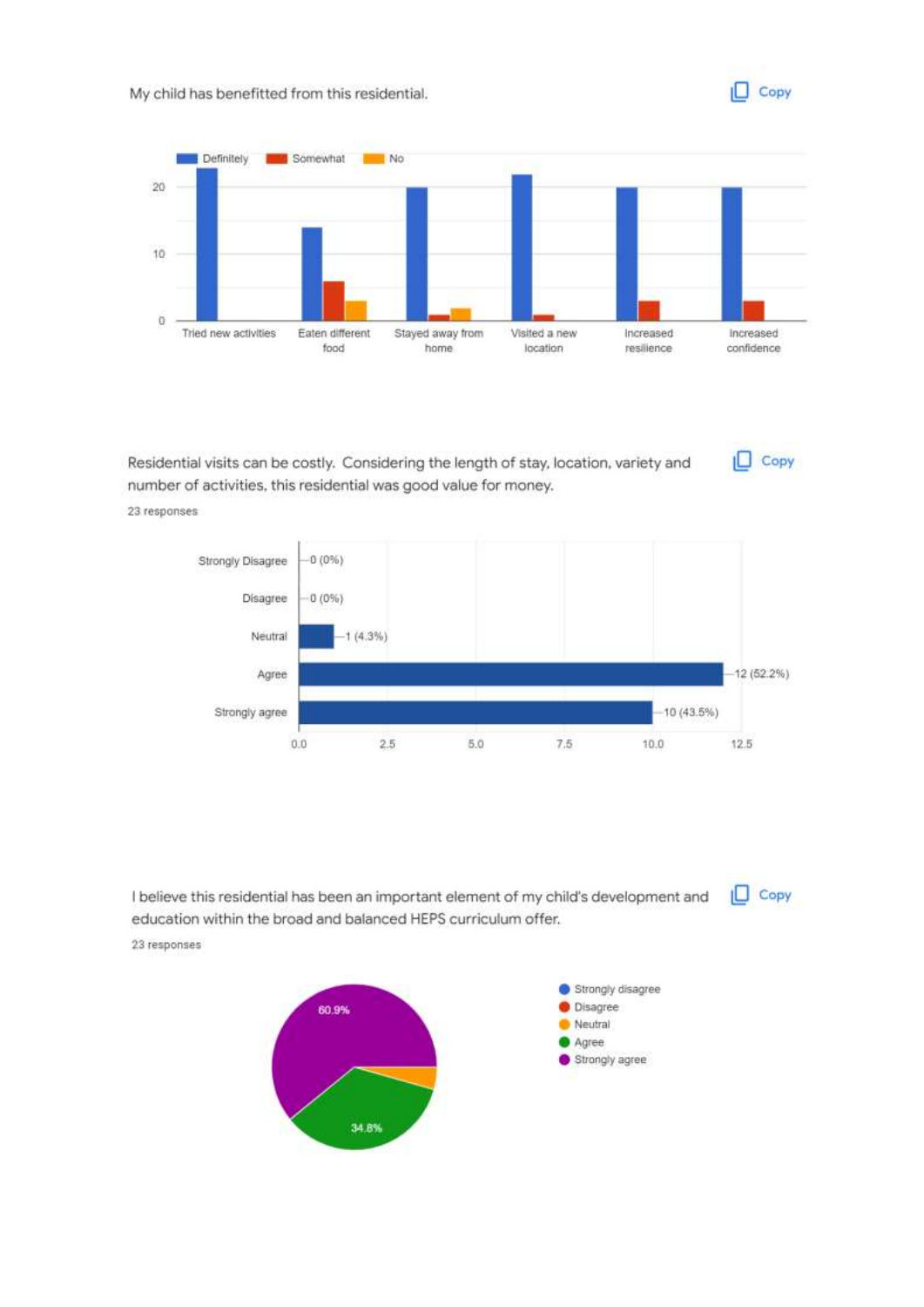My child has benefitted from this residential.

Definitely | Somewhat | No

| | Tried new activities | Eaten different food | Stayed away from home | Visited a new location | Increased resilience | Increased confidence |
|---|---|---|---|---|---|---|
| Definitely | 23 | 14 | 20 | 22 | 20 | 20 |
| Somewhat | | 6 | 1 | 1 | 3 | 3 |
| No | | 3 | 2 | | | |

Residential visits can be costly. Considering the length of stay, location, variety and number of activities, this residential was good value for money.

23 responses

| Response | Count |
|---|---|
| Strongly Disagree | 0 (0%) |
| Disagree | 0 (0%) |
| Neutral | 1 (4.3%) |
| Agree | 12 (52.2%) |
| Strongly agree | 10 (43.5%) |

I believe this residential has been an important element of my child's development and education within the broad and balanced HEPS curriculum offer.

23 responses

- Strongly disagree
- Disagree
- Neutral
- Agree: 34.8%
- Strongly agree: 60.9%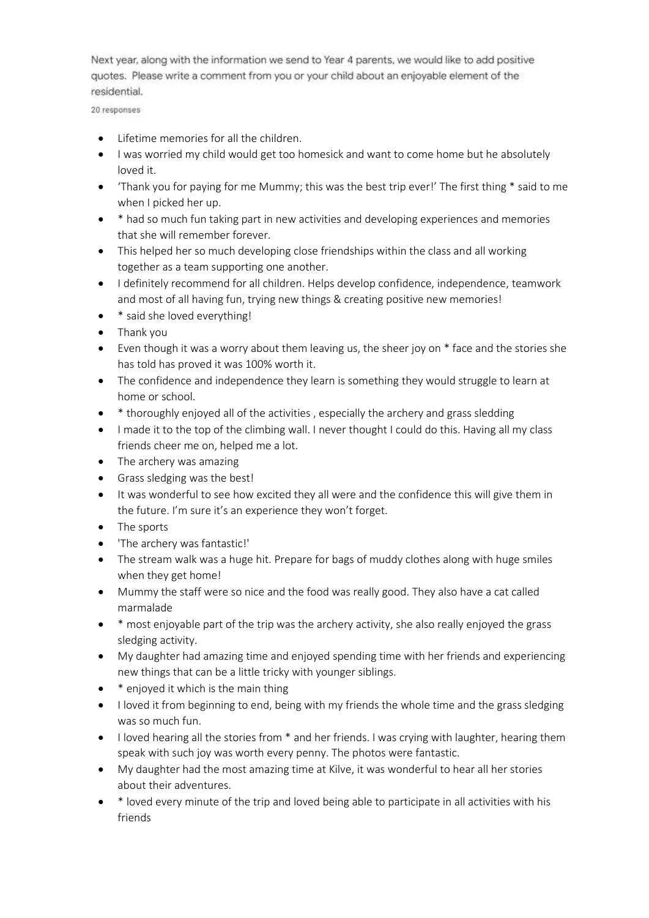Next year, along with the information we send to Year 4 parents, we would like to add positive quotes. Please write a comment from you or your child about an enjoyable element of the residential.

20 responses

- Lifetime memories for all the children.
- I was worried my child would get too homesick and want to come home but he absolutely loved it.
- 'Thank you for paying for me Mummy; this was the best trip ever!' The first thing * said to me when I picked her up.
- * had so much fun taking part in new activities and developing experiences and memories that she will remember forever.
- This helped her so much developing close friendships within the class and all working together as a team supporting one another.
- I definitely recommend for all children. Helps develop confidence, independence, teamwork and most of all having fun, trying new things & creating positive new memories!
- * said she loved everything!
- Thank you
- Even though it was a worry about them leaving us, the sheer joy on * face and the stories she has told has proved it was 100% worth it.
- The confidence and independence they learn is something they would struggle to learn at home or school.
- * thoroughly enjoyed all of the activities , especially the archery and grass sledding
- I made it to the top of the climbing wall. I never thought I could do this. Having all my class friends cheer me on, helped me a lot.
- The archery was amazing
- Grass sledging was the best!
- It was wonderful to see how excited they all were and the confidence this will give them in the future. I'm sure it's an experience they won't forget.
- The sports
- 'The archery was fantastic!'
- The stream walk was a huge hit. Prepare for bags of muddy clothes along with huge smiles when they get home!
- Mummy the staff were so nice and the food was really good. They also have a cat called marmalade
- * most enjoyable part of the trip was the archery activity, she also really enjoyed the grass sledging activity.
- My daughter had amazing time and enjoyed spending time with her friends and experiencing new things that can be a little tricky with younger siblings.
- * enjoyed it which is the main thing
- I loved it from beginning to end, being with my friends the whole time and the grass sledging was so much fun.
- I loved hearing all the stories from * and her friends. I was crying with laughter, hearing them speak with such joy was worth every penny. The photos were fantastic.
- My daughter had the most amazing time at Kilve, it was wonderful to hear all her stories about their adventures.
- * loved every minute of the trip and loved being able to participate in all activities with his friends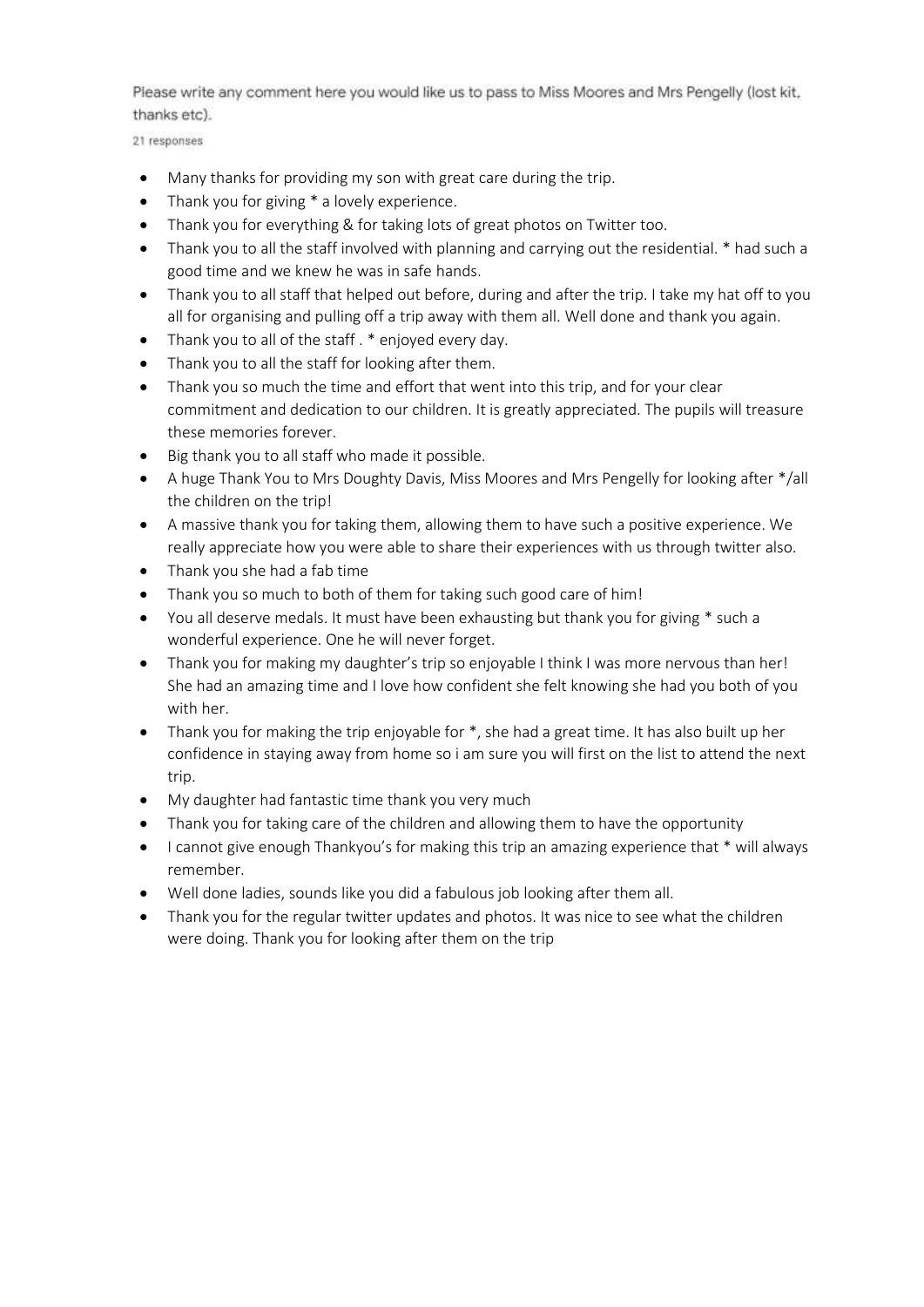Please write any comment here you would like us to pass to Miss Moores and Mrs Pengelly (lost kit, thanks etc).

21 responses

- Many thanks for providing my son with great care during the trip.
- Thank you for giving * a lovely experience.
- Thank you for everything & for taking lots of great photos on Twitter too.
- Thank you to all the staff involved with planning and carrying out the residential. * had such a good time and we knew he was in safe hands.
- Thank you to all staff that helped out before, during and after the trip. I take my hat off to you all for organising and pulling off a trip away with them all. Well done and thank you again.
- Thank you to all of the staff . * enjoyed every day.
- Thank you to all the staff for looking after them.
- Thank you so much the time and effort that went into this trip, and for your clear commitment and dedication to our children. It is greatly appreciated. The pupils will treasure these memories forever.
- Big thank you to all staff who made it possible.
- A huge Thank You to Mrs Doughty Davis, Miss Moores and Mrs Pengelly for looking after */all the children on the trip!
- A massive thank you for taking them, allowing them to have such a positive experience. We really appreciate how you were able to share their experiences with us through twitter also.
- Thank you she had a fab time
- Thank you so much to both of them for taking such good care of him!
- You all deserve medals. It must have been exhausting but thank you for giving * such a wonderful experience. One he will never forget.
- Thank you for making my daughter's trip so enjoyable I think I was more nervous than her! She had an amazing time and I love how confident she felt knowing she had you both of you with her.
- Thank you for making the trip enjoyable for *, she had a great time. It has also built up her confidence in staying away from home so i am sure you will first on the list to attend the next trip.
- My daughter had fantastic time thank you very much
- Thank you for taking care of the children and allowing them to have the opportunity
- I cannot give enough Thankyou's for making this trip an amazing experience that * will always remember.
- Well done ladies, sounds like you did a fabulous job looking after them all.
- Thank you for the regular twitter updates and photos. It was nice to see what the children were doing. Thank you for looking after them on the trip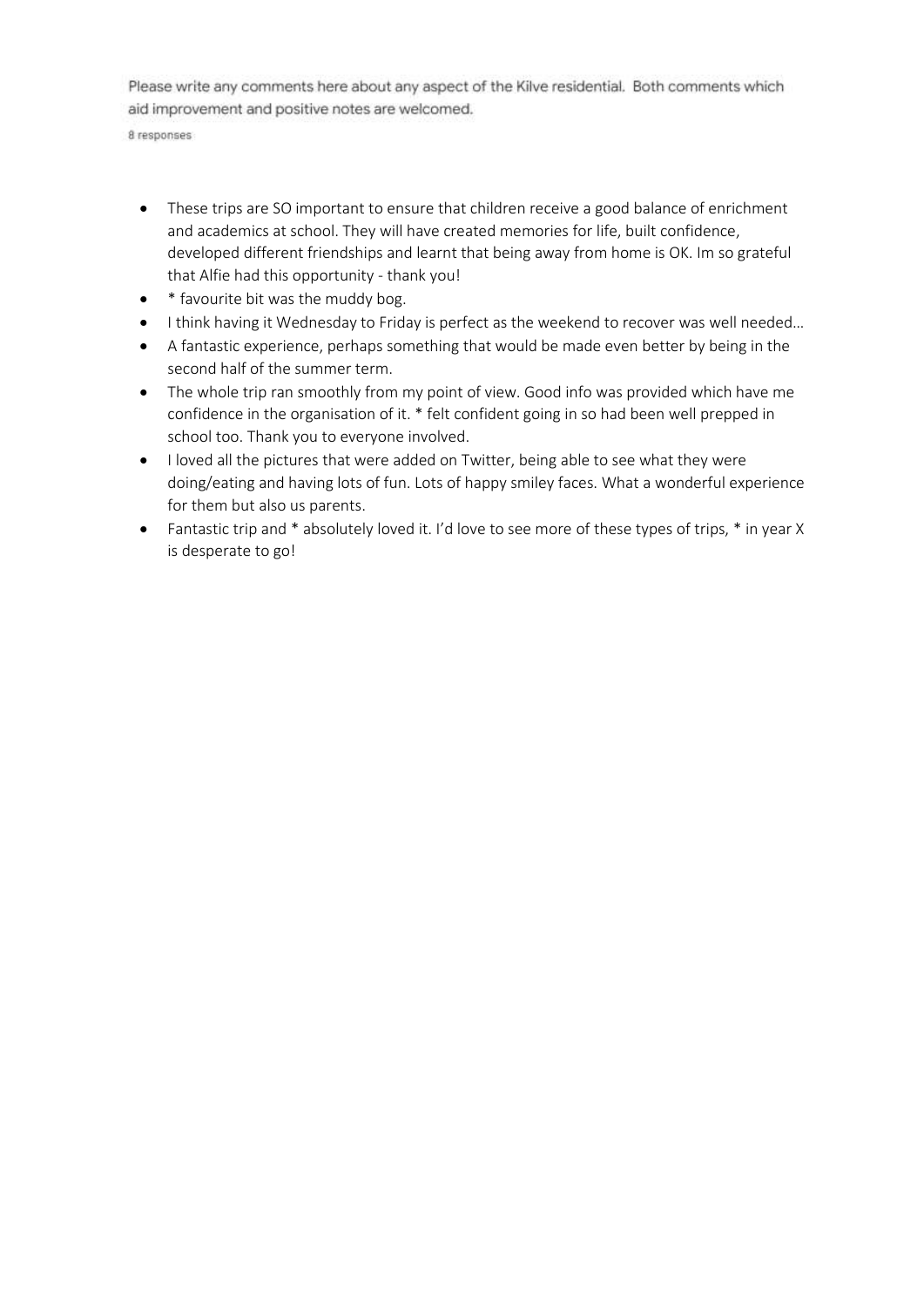Please write any comments here about any aspect of the Kilve residential. Both comments which aid improvement and positive notes are welcomed.

8 responses

- These trips are SO important to ensure that children receive a good balance of enrichment and academics at school. They will have created memories for life, built confidence, developed different friendships and learnt that being away from home is OK. Im so grateful that Alfie had this opportunity - thank you!
- * favourite bit was the muddy bog.
- I think having it Wednesday to Friday is perfect as the weekend to recover was well needed…
- A fantastic experience, perhaps something that would be made even better by being in the second half of the summer term.
- The whole trip ran smoothly from my point of view. Good info was provided which have me confidence in the organisation of it. * felt confident going in so had been well prepped in school too. Thank you to everyone involved.
- I loved all the pictures that were added on Twitter, being able to see what they were doing/eating and having lots of fun. Lots of happy smiley faces. What a wonderful experience for them but also us parents.
- Fantastic trip and * absolutely loved it. I'd love to see more of these types of trips, * in year X is desperate to go!